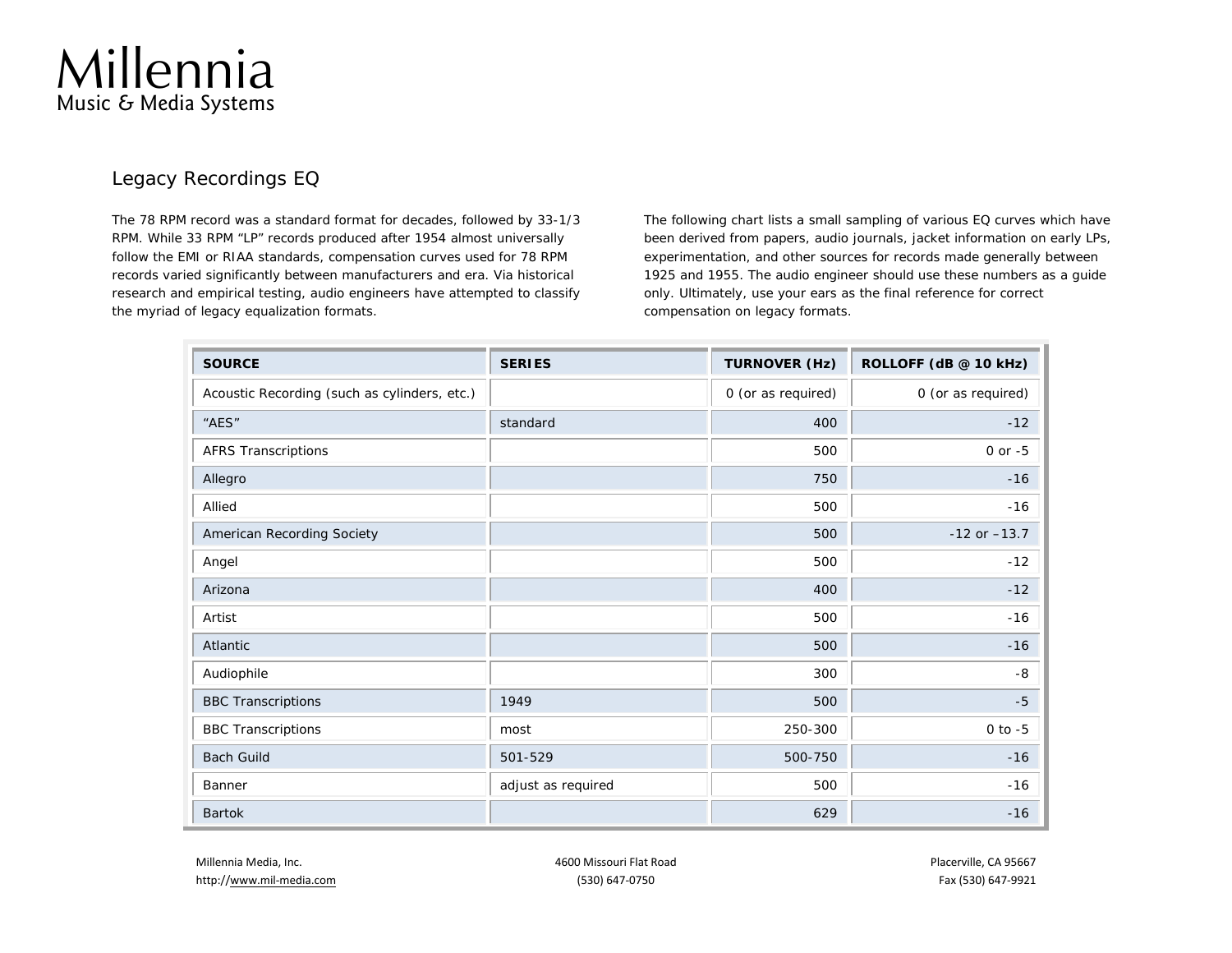# Millennia
Music & Media Systems

## Legacy Recordings EQ

The 78 RPM record was a standard format for decades, followed by 33-1/3 RPM. While 33 RPM "LP" records produced after 1954 almost universally follow the EMI or RIAA standards, compensation curves used for 78 RPM records varied significantly between manufacturers and era. Via historical research and empirical testing, audio engineers have attempted to classify the myriad of legacy equalization formats.

The following chart lists a small sampling of various EQ curves which have been derived from papers, audio journals, jacket information on early LPs, experimentation, and other sources for records made generally between 1925 and 1955. The audio engineer should use these numbers as a guide only. Ultimately, use your ears as the final reference for correct compensation on legacy formats.

| SOURCE | SERIES | TURNOVER (Hz) | ROLLOFF (dB @ 10 kHz) |
|---|---|---|---|
| Acoustic Recording (such as cylinders, etc.) | | 0 (or as required) | 0 (or as required) |
| "AES" | standard | 400 | -12 |
| AFRS Transcriptions | | 500 | 0 or -5 |
| Allegro | | 750 | -16 |
| Allied | | 500 | -16 |
| American Recording Society | | 500 | -12 or –13.7 |
| Angel | | 500 | -12 |
| Arizona | | 400 | -12 |
| Artist | | 500 | -16 |
| Atlantic | | 500 | -16 |
| Audiophile | | 300 | -8 |
| BBC Transcriptions | 1949 | 500 | -5 |
| BBC Transcriptions | most | 250-300 | 0 to -5 |
| Bach Guild | 501-529 | 500-750 | -16 |
| Banner | adjust as required | 500 | -16 |
| Bartok | | 629 | -16 |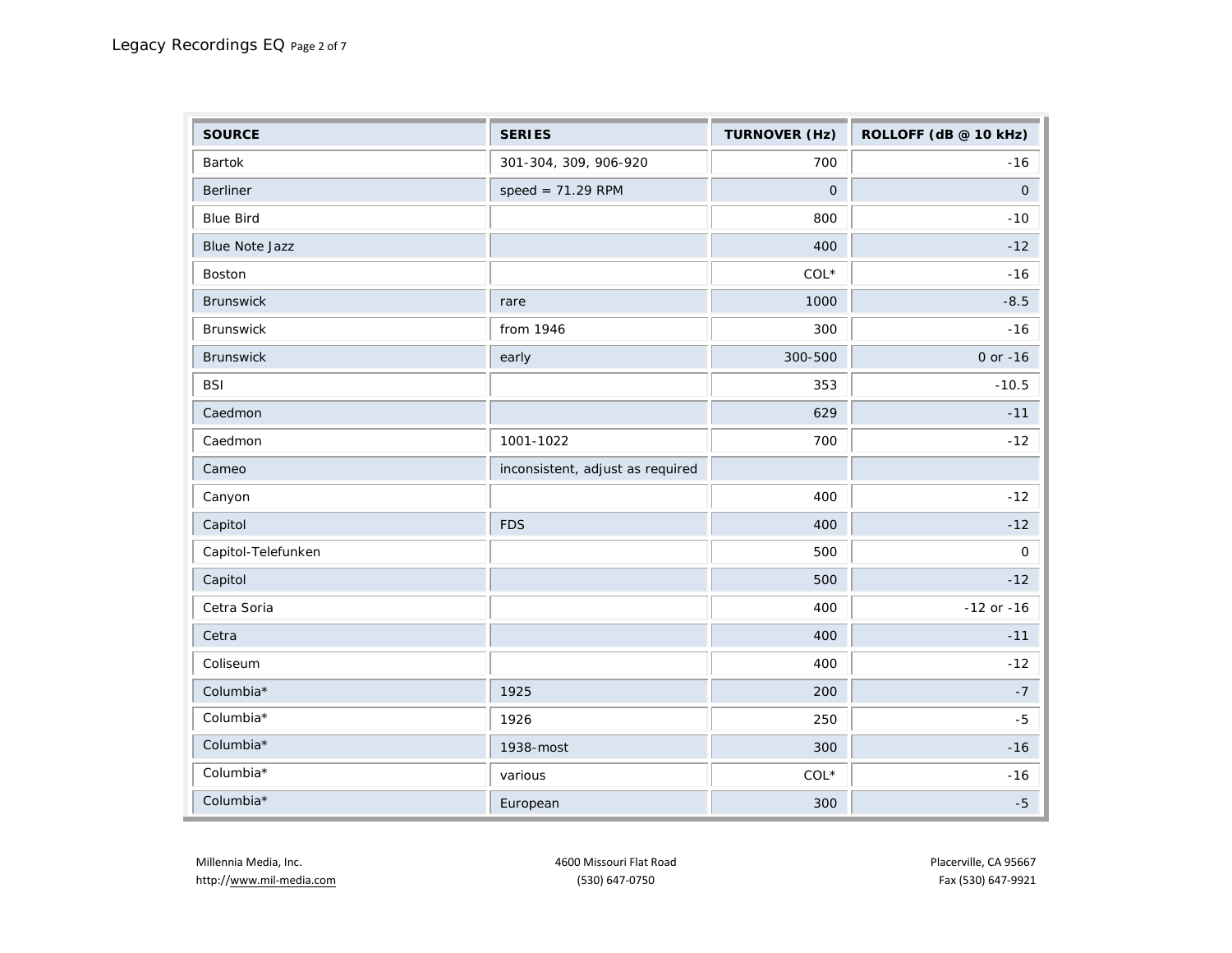| SOURCE | SERIES | TURNOVER (Hz) | ROLLOFF (dB @ 10 kHz) |
|---|---|---|---|
| Bartok | 301-304, 309, 906-920 | 700 | -16 |
| Berliner | speed = 71.29 RPM | 0 | 0 |
| Blue Bird | | 800 | -10 |
| Blue Note Jazz | | 400 | -12 |
| Boston | | COL* | -16 |
| Brunswick | rare | 1000 | -8.5 |
| Brunswick | from 1946 | 300 | -16 |
| Brunswick | early | 300-500 | 0 or -16 |
| BSI | | 353 | -10.5 |
| Caedmon | | 629 | -11 |
| Caedmon | 1001-1022 | 700 | -12 |
| Cameo | inconsistent, adjust as required | | |
| Canyon | | 400 | -12 |
| Capitol | FDS | 400 | -12 |
| Capitol-Telefunken | | 500 | 0 |
| Capitol | | 500 | -12 |
| Cetra Soria | | 400 | -12 or -16 |
| Cetra | | 400 | -11 |
| Coliseum | | 400 | -12 |
| Columbia* | 1925 | 200 | -7 |
| Columbia* | 1926 | 250 | -5 |
| Columbia* | 1938-most | 300 | -16 |
| Columbia* | various | COL* | -16 |
| Columbia* | European | 300 | -5 |

Millennia Media, Inc.
http://www.mil-media.com

4600 Missouri Flat Road
(530) 647-0750

Placerville, CA 95667
Fax (530) 647-9921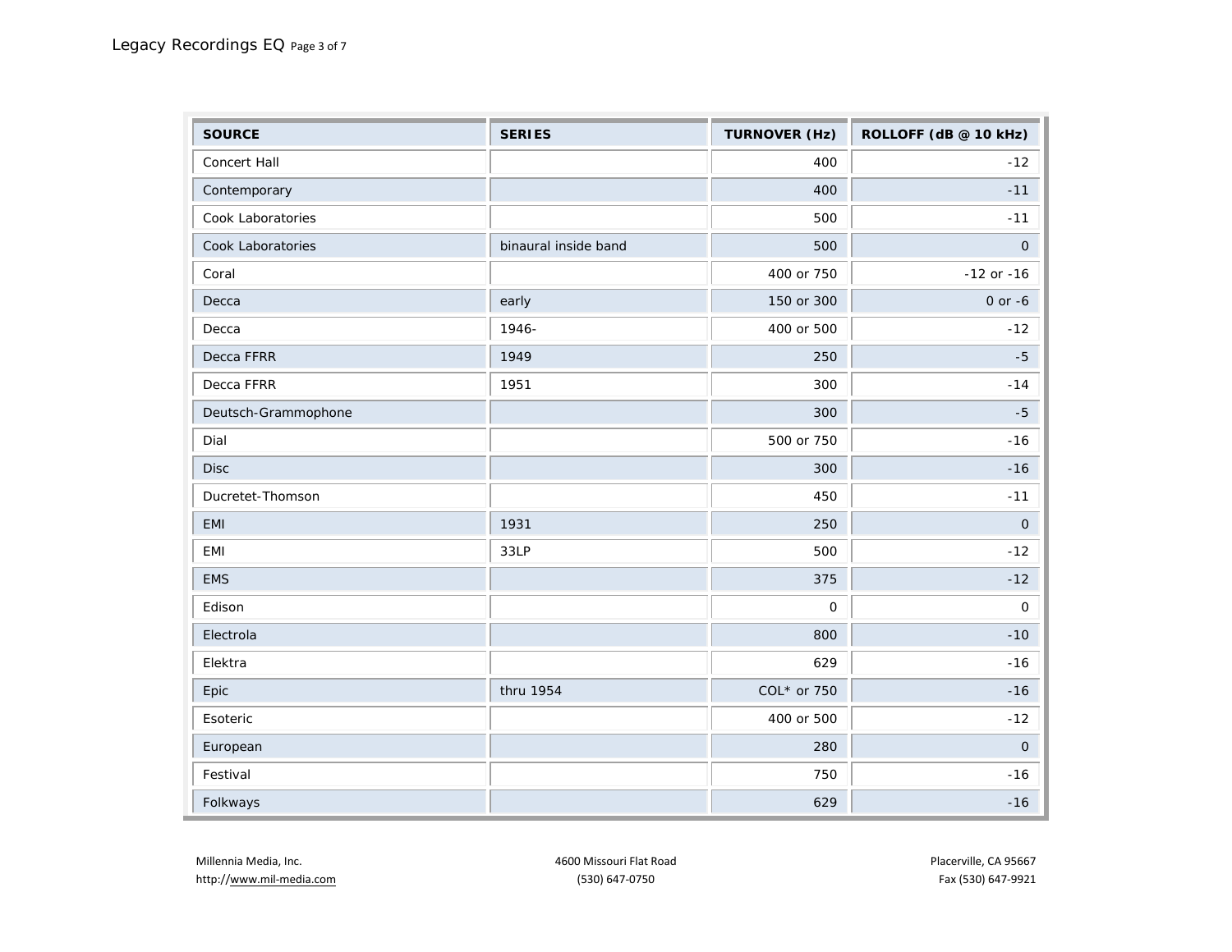| SOURCE | SERIES | TURNOVER (Hz) | ROLLOFF (dB @ 10 kHz) |
| --- | --- | --- | --- |
| Concert Hall | | 400 | -12 |
| Contemporary | | 400 | -11 |
| Cook Laboratories | | 500 | -11 |
| Cook Laboratories | binaural inside band | 500 | 0 |
| Coral | | 400 or 750 | -12 or -16 |
| Decca | early | 150 or 300 | 0 or -6 |
| Decca | 1946- | 400 or 500 | -12 |
| Decca FFRR | 1949 | 250 | -5 |
| Decca FFRR | 1951 | 300 | -14 |
| Deutsch-Grammophone | | 300 | -5 |
| Dial | | 500 or 750 | -16 |
| Disc | | 300 | -16 |
| Ducretet-Thomson | | 450 | -11 |
| EMI | 1931 | 250 | 0 |
| EMI | 33LP | 500 | -12 |
| EMS | | 375 | -12 |
| Edison | | 0 | 0 |
| Electrola | | 800 | -10 |
| Elektra | | 629 | -16 |
| Epic | thru 1954 | COL* or 750 | -16 |
| Esoteric | | 400 or 500 | -12 |
| European | | 280 | 0 |
| Festival | | 750 | -16 |
| Folkways | | 629 | -16 |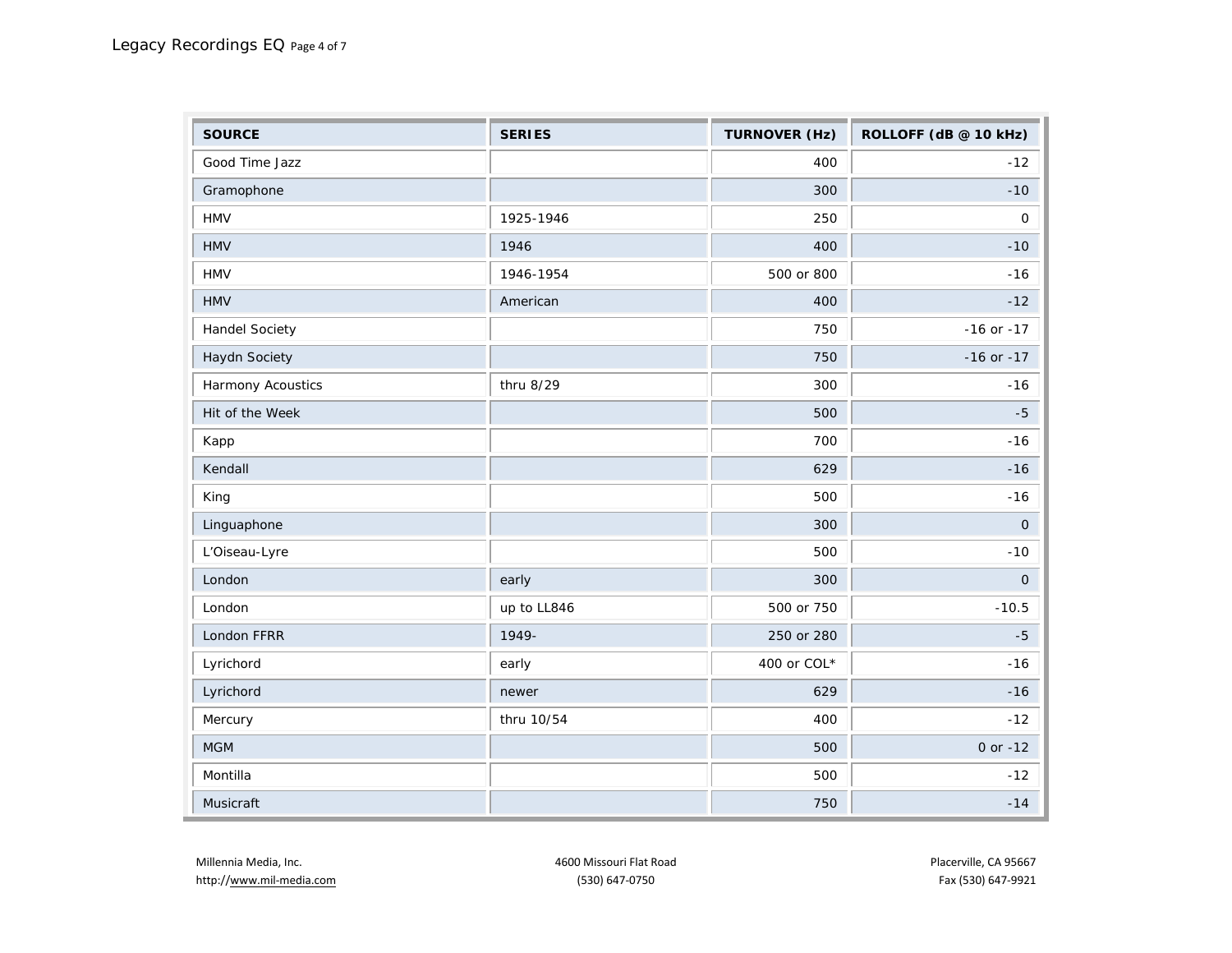| SOURCE | SERIES | TURNOVER (Hz) | ROLLOFF (dB @ 10 kHz) |
|---|---|---|---|
| Good Time Jazz | | 400 | -12 |
| Gramophone | | 300 | -10 |
| HMV | 1925-1946 | 250 | 0 |
| HMV | 1946 | 400 | -10 |
| HMV | 1946-1954 | 500 or 800 | -16 |
| HMV | American | 400 | -12 |
| Handel Society | | 750 | -16 or -17 |
| Haydn Society | | 750 | -16 or -17 |
| Harmony Acoustics | thru 8/29 | 300 | -16 |
| Hit of the Week | | 500 | -5 |
| Kapp | | 700 | -16 |
| Kendall | | 629 | -16 |
| King | | 500 | -16 |
| Linguaphone | | 300 | 0 |
| L’Oiseau-Lyre | | 500 | -10 |
| London | early | 300 | 0 |
| London | up to LL846 | 500 or 750 | -10.5 |
| London FFRR | 1949- | 250 or 280 | -5 |
| Lyrichord | early | 400 or COL* | -16 |
| Lyrichord | newer | 629 | -16 |
| Mercury | thru 10/54 | 400 | -12 |
| MGM | | 500 | 0 or -12 |
| Montilla | | 500 | -12 |
| Musicraft | | 750 | -14 |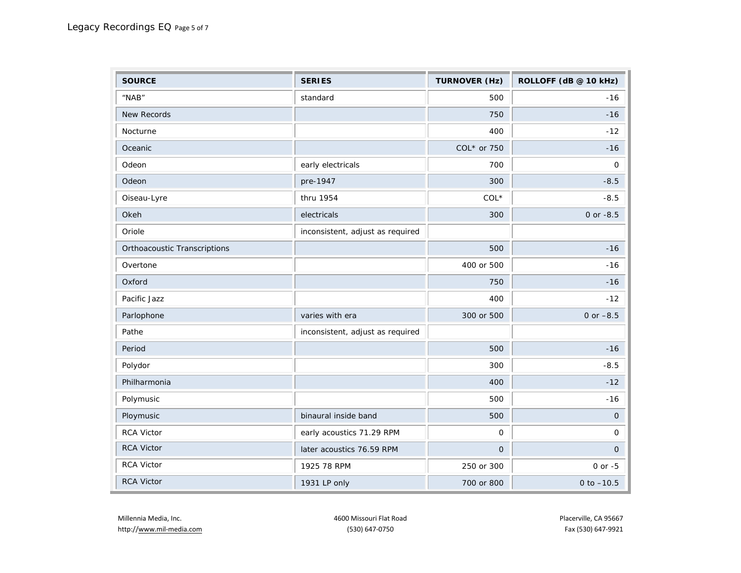| SOURCE | SERIES | TURNOVER (Hz) | ROLLOFF (dB @ 10 kHz) |
|---|---|---|---|
| “NAB” | standard | 500 | -16 |
| New Records | | 750 | -16 |
| Nocturne | | 400 | -12 |
| Oceanic | | COL* or 750 | -16 |
| Odeon | early electricals | 700 | 0 |
| Odeon | pre-1947 | 300 | -8.5 |
| Oiseau-Lyre | thru 1954 | COL* | -8.5 |
| Okeh | electricals | 300 | 0 or -8.5 |
| Oriole | inconsistent, adjust as required | | |
| Orthoacoustic Transcriptions | | 500 | -16 |
| Overtone | | 400 or 500 | -16 |
| Oxford | | 750 | -16 |
| Pacific Jazz | | 400 | -12 |
| Parlophone | varies with era | 300 or 500 | 0 or –8.5 |
| Pathe | inconsistent, adjust as required | | |
| Period | | 500 | -16 |
| Polydor | | 300 | -8.5 |
| Philharmonia | | 400 | -12 |
| Polymusic | | 500 | -16 |
| Ploymusic | binaural inside band | 500 | 0 |
| RCA Victor | early acoustics 71.29 RPM | 0 | 0 |
| RCA Victor | later acoustics 76.59 RPM | 0 | 0 |
| RCA Victor | 1925 78 RPM | 250 or 300 | 0 or -5 |
| RCA Victor | 1931 LP only | 700 or 800 | 0 to –10.5 |

Millennia Media, Inc.
http://www.mil-media.com

4600 Missouri Flat Road
(530) 647-0750

Placerville, CA 95667
Fax (530) 647-9921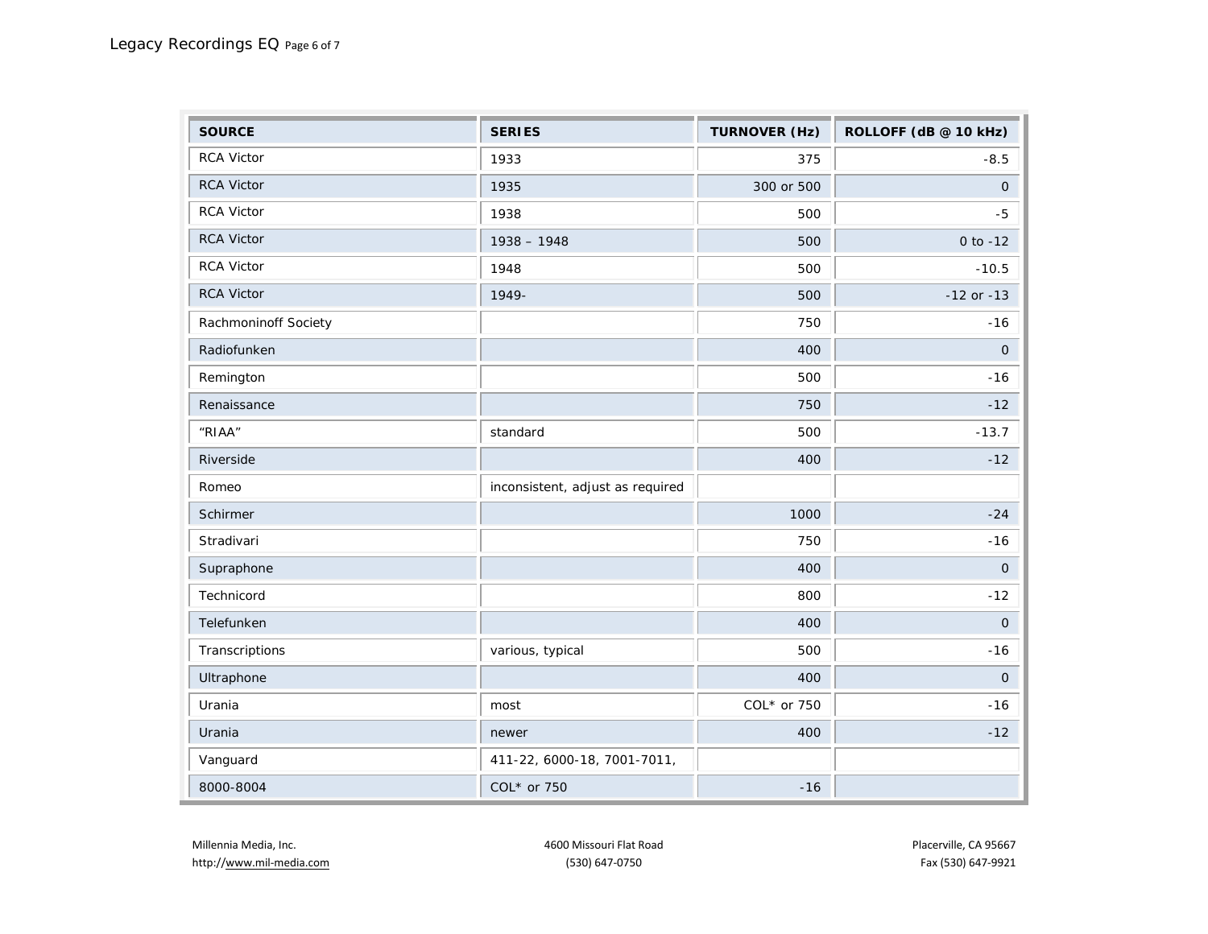| SOURCE | SERIES | TURNOVER (Hz) | ROLLOFF (dB @ 10 kHz) |
|---|---|---|---|
| RCA Victor | 1933 | 375 | -8.5 |
| RCA Victor | 1935 | 300 or 500 | 0 |
| RCA Victor | 1938 | 500 | -5 |
| RCA Victor | 1938 – 1948 | 500 | 0 to -12 |
| RCA Victor | 1948 | 500 | -10.5 |
| RCA Victor | 1949- | 500 | -12 or -13 |
| Rachmoninoff Society | | 750 | -16 |
| Radiofunken | | 400 | 0 |
| Remington | | 500 | -16 |
| Renaissance | | 750 | -12 |
| "RIAA" | standard | 500 | -13.7 |
| Riverside | | 400 | -12 |
| Romeo | inconsistent, adjust as required | | |
| Schirmer | | 1000 | -24 |
| Stradivari | | 750 | -16 |
| Supraphone | | 400 | 0 |
| Technicord | | 800 | -12 |
| Telefunken | | 400 | 0 |
| Transcriptions | various, typical | 500 | -16 |
| Ultraphone | | 400 | 0 |
| Urania | most | COL* or 750 | -16 |
| Urania | newer | 400 | -12 |
| Vanguard | 411-22, 6000-18, 7001-7011, | | |
| 8000-8004 | COL* or 750 | -16 | |

Millennia Media, Inc. 4600 Missouri Flat Road Placerville, CA 95667
http://www.mil-media.com (530) 647-0750 Fax (530) 647-9921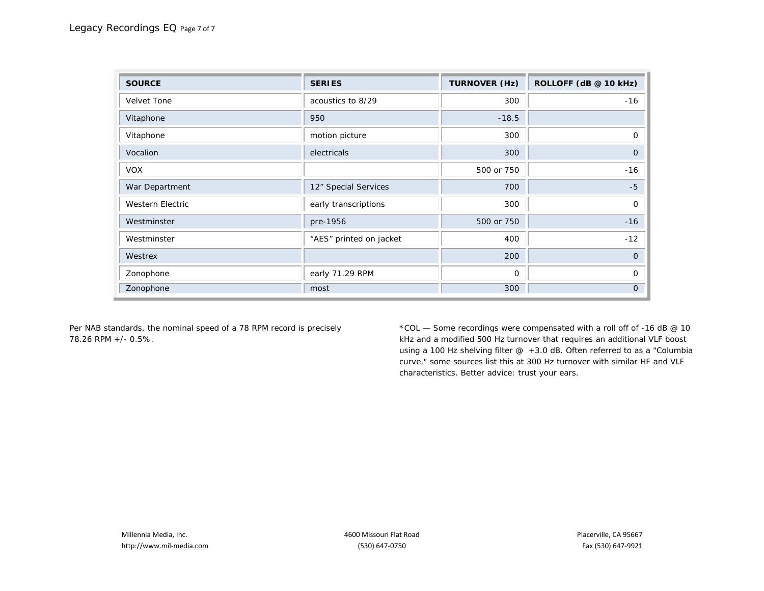| SOURCE | SERIES | TURNOVER (Hz) | ROLLOFF (dB @ 10 kHz) |
|---|---|---|---|
| Velvet Tone | acoustics to 8/29 | 300 | -16 |
| Vitaphone | 950 | -18.5 | |
| Vitaphone | motion picture | 300 | 0 |
| Vocalion | electricals | 300 | 0 |
| VOX | | 500 or 750 | -16 |
| War Department | 12" Special Services | 700 | -5 |
| Western Electric | early transcriptions | 300 | 0 |
| Westminster | pre-1956 | 500 or 750 | -16 |
| Westminster | "AES" printed on jacket | 400 | -12 |
| Westrex | | 200 | 0 |
| Zonophone | early 71.29 RPM | 0 | 0 |
| Zonophone | most | 300 | 0 |

Per NAB standards, the nominal speed of a 78 RPM record is precisely 78.26 RPM +/- 0.5%.

*COL — Some recordings were compensated with a roll off of -16 dB @ 10 kHz and a modified 500 Hz turnover that requires an additional VLF boost using a 100 Hz shelving filter @ +3.0 dB. Often referred to as a "Columbia curve," some sources list this at 300 Hz turnover with similar HF and VLF characteristics. Better advice: trust your ears.

Millennia Media, Inc.
http://www.mil-media.com

4600 Missouri Flat Road
(530) 647-0750

Placerville, CA 95667
Fax (530) 647-9921